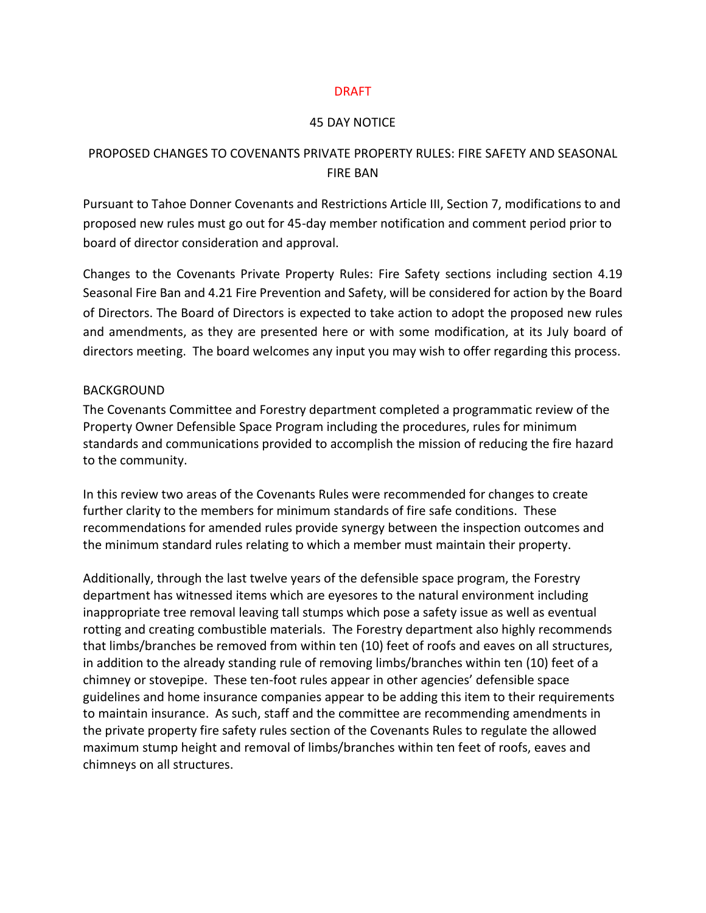DRAFT

45 DAY NOTICE

# PROPOSED CHANGES TO COVENANTS PRIVATE PROPERTY RULES: FIRE SAFETY AND SEASONAL FIRE BAN

Pursuant to Tahoe Donner Covenants and Restrictions Article III, Section 7, modifications to and proposed new rules must go out for 45-day member notification and comment period prior to board of director consideration and approval.

Changes to the Covenants Private Property Rules: Fire Safety sections including section 4.19 Seasonal Fire Ban and 4.21 Fire Prevention and Safety, will be considered for action by the Board of Directors. The Board of Directors is expected to take action to adopt the proposed new rules and amendments, as they are presented here or with some modification, at its July board of directors meeting. The board welcomes any input you may wish to offer regarding this process.

## BACKGROUND

The Covenants Committee and Forestry department completed a programmatic review of the Property Owner Defensible Space Program including the procedures, rules for minimum standards and communications provided to accomplish the mission of reducing the fire hazard to the community.

In this review two areas of the Covenants Rules were recommended for changes to create further clarity to the members for minimum standards of fire safe conditions. These recommendations for amended rules provide synergy between the inspection outcomes and the minimum standard rules relating to which a member must maintain their property.

Additionally, through the last twelve years of the defensible space program, the Forestry department has witnessed items which are eyesores to the natural environment including inappropriate tree removal leaving tall stumps which pose a safety issue as well as eventual rotting and creating combustible materials. The Forestry department also highly recommends that limbs/branches be removed from within ten (10) feet of roofs and eaves on all structures, in addition to the already standing rule of removing limbs/branches within ten (10) feet of a chimney or stovepipe. These ten-foot rules appear in other agencies' defensible space guidelines and home insurance companies appear to be adding this item to their requirements to maintain insurance. As such, staff and the committee are recommending amendments in the private property fire safety rules section of the Covenants Rules to regulate the allowed maximum stump height and removal of limbs/branches within ten feet of roofs, eaves and chimneys on all structures.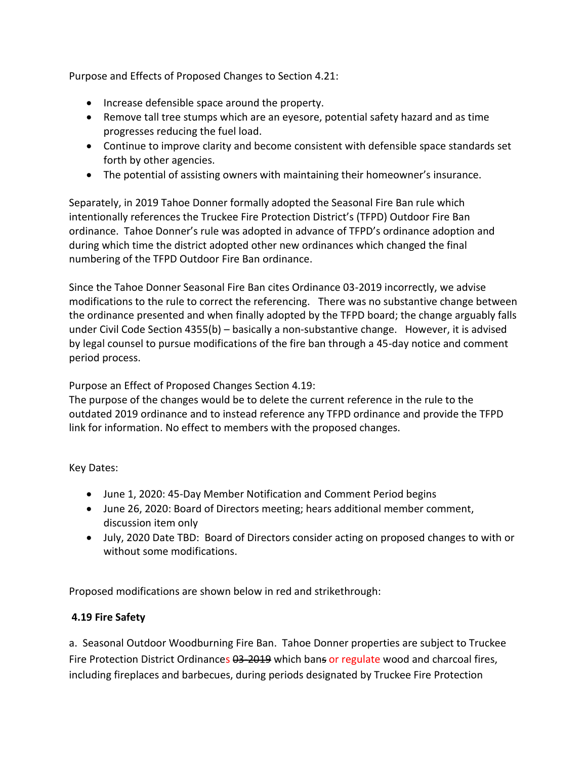Purpose and Effects of Proposed Changes to Section 4.21:

- Increase defensible space around the property.
- Remove tall tree stumps which are an eyesore, potential safety hazard and as time progresses reducing the fuel load.
- Continue to improve clarity and become consistent with defensible space standards set forth by other agencies.
- The potential of assisting owners with maintaining their homeowner's insurance.

Separately, in 2019 Tahoe Donner formally adopted the Seasonal Fire Ban rule which intentionally references the Truckee Fire Protection District's (TFPD) Outdoor Fire Ban ordinance. Tahoe Donner's rule was adopted in advance of TFPD's ordinance adoption and during which time the district adopted other new ordinances which changed the final numbering of the TFPD Outdoor Fire Ban ordinance.

Since the Tahoe Donner Seasonal Fire Ban cites Ordinance 03-2019 incorrectly, we advise modifications to the rule to correct the referencing. There was no substantive change between the ordinance presented and when finally adopted by the TFPD board; the change arguably falls under Civil Code Section 4355(b) – basically a non-substantive change. However, it is advised by legal counsel to pursue modifications of the fire ban through a 45-day notice and comment period process.

Purpose an Effect of Proposed Changes Section 4.19:
The purpose of the changes would be to delete the current reference in the rule to the outdated 2019 ordinance and to instead reference any TFPD ordinance and provide the TFPD link for information. No effect to members with the proposed changes.

Key Dates:

- June 1, 2020: 45-Day Member Notification and Comment Period begins
- June 26, 2020: Board of Directors meeting; hears additional member comment, discussion item only
- July, 2020 Date TBD: Board of Directors consider acting on proposed changes to with or without some modifications.

Proposed modifications are shown below in red and strikethrough:

**4.19 Fire Safety**

a. Seasonal Outdoor Woodburning Fire Ban. Tahoe Donner properties are subject to Truckee Fire Protection District Ordinances ~~03-2019~~ which ban~~s~~ or regulate wood and charcoal fires, including fireplaces and barbecues, during periods designated by Truckee Fire Protection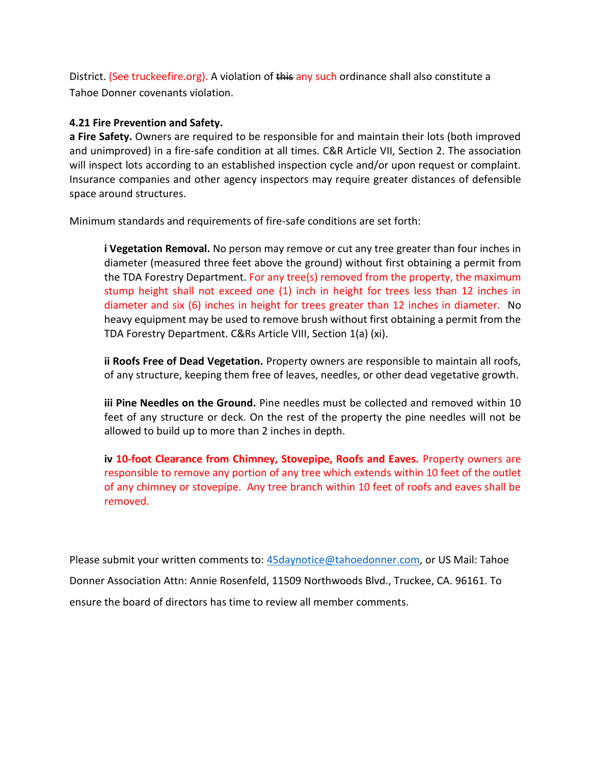District. (See truckeefire.org). A violation of ~~this~~ any such ordinance shall also constitute a Tahoe Donner covenants violation.

**4.21 Fire Prevention and Safety.**

**a Fire Safety.** Owners are required to be responsible for and maintain their lots (both improved and unimproved) in a fire-safe condition at all times. C&R Article VII, Section 2. The association will inspect lots according to an established inspection cycle and/or upon request or complaint. Insurance companies and other agency inspectors may require greater distances of defensible space around structures.

Minimum standards and requirements of fire-safe conditions are set forth:

> **i Vegetation Removal.** No person may remove or cut any tree greater than four inches in diameter (measured three feet above the ground) without first obtaining a permit from the TDA Forestry Department. For any tree(s) removed from the property, the maximum stump height shall not exceed one (1) inch in height for trees less than 12 inches in diameter and six (6) inches in height for trees greater than 12 inches in diameter. No heavy equipment may be used to remove brush without first obtaining a permit from the TDA Forestry Department. C&Rs Article VIII, Section 1(a) (xi).
>
> **ii Roofs Free of Dead Vegetation.** Property owners are responsible to maintain all roofs, of any structure, keeping them free of leaves, needles, or other dead vegetative growth.
>
> **iii Pine Needles on the Ground.** Pine needles must be collected and removed within 10 feet of any structure or deck. On the rest of the property the pine needles will not be allowed to build up to more than 2 inches in depth.
>
> **iv 10-foot Clearance from Chimney, Stovepipe, Roofs and Eaves.** Property owners are responsible to remove any portion of any tree which extends within 10 feet of the outlet of any chimney or stovepipe. Any tree branch within 10 feet of roofs and eaves shall be removed.

Please submit your written comments to: 45daynotice@tahoedonner.com, or US Mail: Tahoe Donner Association Attn: Annie Rosenfeld, 11509 Northwoods Blvd., Truckee, CA. 96161. To ensure the board of directors has time to review all member comments.